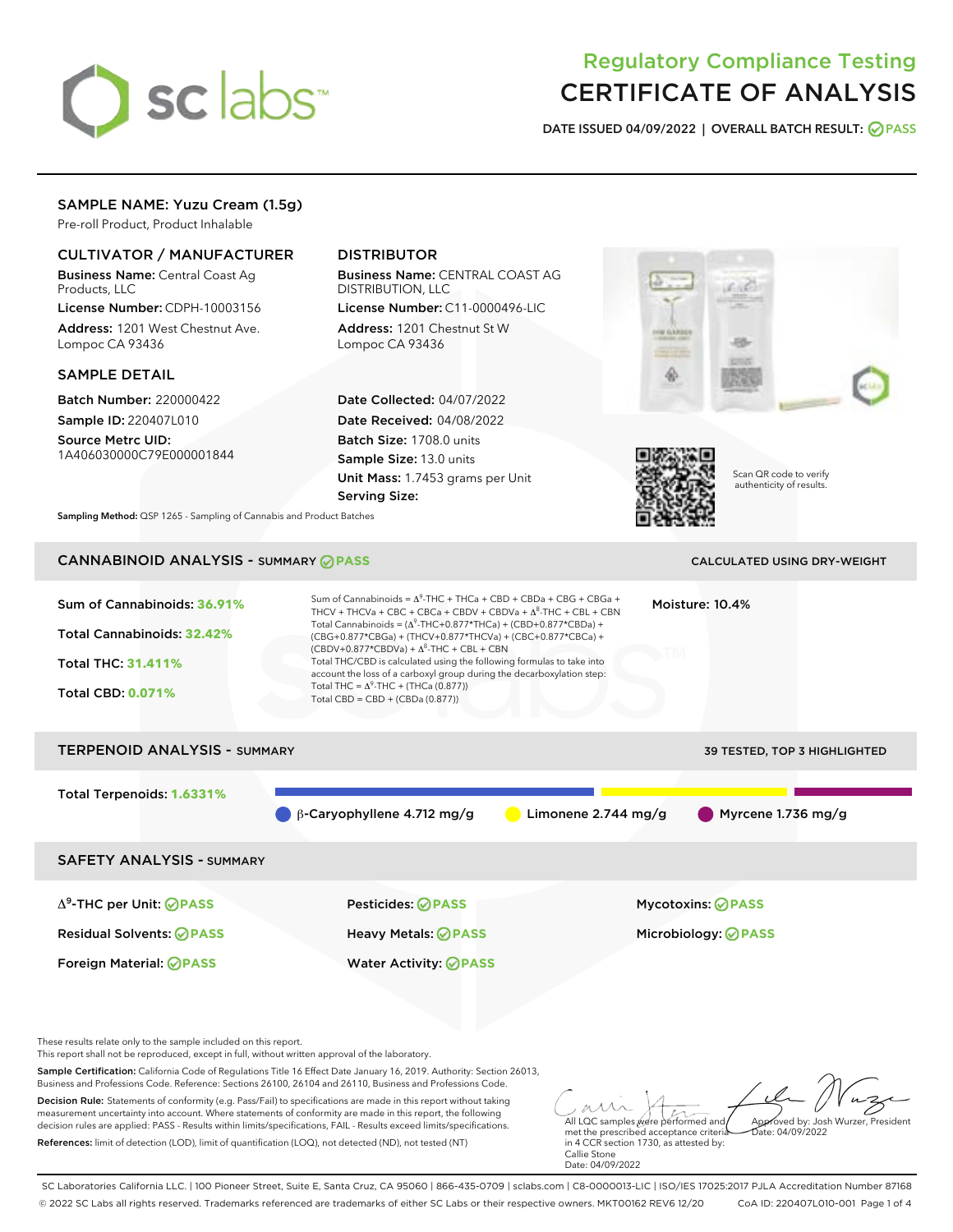# Regulatory Compliance Testing
# CERTIFICATE OF ANALYSIS

**DATE ISSUED 04/09/2022 | OVERALL BATCH RESULT: PASS**

## SAMPLE NAME: Yuzu Cream (1.5g)

Pre-roll Product, Product Inhalable

### CULTIVATOR / MANUFACTURER

**Business Name:** Central Coast Ag Products, LLC
**License Number:** CDPH-10003156
**Address:** 1201 West Chestnut Ave. Lompoc CA 93436

### DISTRIBUTOR

**Business Name:** CENTRAL COAST AG DISTRIBUTION, LLC
**License Number:** C11-0000496-LIC
**Address:** 1201 Chestnut St W Lompoc CA 93436

### SAMPLE DETAIL

**Batch Number:** 220000422
**Sample ID:** 220407L010
**Source Metrc UID:** 1A406030000C79E000001844

**Date Collected:** 04/07/2022
**Date Received:** 04/08/2022
**Batch Size:** 1708.0 units
**Sample Size:** 13.0 units
**Unit Mass:** 1.7453 grams per Unit
**Serving Size:**

Scan QR code to verify authenticity of results.

**Sampling Method:** QSP 1265 - Sampling of Cannabis and Product Batches

## CANNABINOID ANALYSIS - SUMMARY PASS

CALCULATED USING DRY-WEIGHT

**Sum of Cannabinoids:** 36.91%
**Total Cannabinoids:** 32.42%
**Total THC:** 31.411%
**Total CBD:** 0.071%

Sum of Cannabinoids = $\Delta^9$-THC + THCa + CBD + CBDa + CBG + CBGa + THCV + THCVa + CBC + CBCa + CBDV + CBDVa + $\Delta^8$-THC + CBL + CBN

Total Cannabinoids = ($\Delta^9$-THC+0.877*THCa) + (CBD+0.877*CBDa) + (CBG+0.877*CBGa) + (THCV+0.877*THCVa) + (CBC+0.877*CBCa) + (CBDV+0.877*CBDVa) + $\Delta^8$-THC + CBL + CBN

Total THC/CBD is calculated using the following formulas to take into account the loss of a carboxyl group during the decarboxylation step:
Total THC = $\Delta^9$-THC + (THCa (0.877))
Total CBD = CBD + (CBDa (0.877))

**Moisture:** 10.4%

## TERPENOID ANALYSIS - SUMMARY

39 TESTED, TOP 3 HIGHLIGHTED

**Total Terpenoids:** 1.6331%

β-Caryophyllene 4.712 mg/g | Limonene 2.744 mg/g | Myrcene 1.736 mg/g

## SAFETY ANALYSIS - SUMMARY

| | | |
|---|---|---|
| $\Delta^9$-THC per Unit: PASS | Pesticides: PASS | Mycotoxins: PASS |
| Residual Solvents: PASS | Heavy Metals: PASS | Microbiology: PASS |
| Foreign Material: PASS | Water Activity: PASS | |

These results relate only to the sample included on this report.
This report shall not be reproduced, except in full, without written approval of the laboratory.

**Sample Certification:** California Code of Regulations Title 16 Effect Date January 16, 2019. Authority: Section 26013, Business and Professions Code. Reference: Sections 26100, 26104 and 26110, Business and Professions Code.

**Decision Rule:** Statements of conformity (e.g. Pass/Fail) to specifications are made in this report without taking measurement uncertainty into account. Where statements of conformity are made in this report, the following decision rules are applied: PASS - Results within limits/specifications, FAIL - Results exceed limits/specifications.

**References:** limit of detection (LOD), limit of quantification (LOQ), not detected (ND), not tested (NT)

All LQC samples were performed and met the prescribed acceptance criteria in 4 CCR section 1730, as attested by: Callie Stone
Date: 04/09/2022

Approved by: Josh Wurzer, President
Date: 04/09/2022

SC Laboratories California LLC. | 100 Pioneer Street, Suite E, Santa Cruz, CA 95060 | 866-435-0709 | sclabs.com | C8-0000013-LIC | ISO/IES 17025:2017 PJLA Accreditation Number 87168
© 2022 SC Labs all rights reserved. Trademarks referenced are trademarks of either SC Labs or their respective owners. MKT00162 REV6 12/20 CoA ID: 220407L010-001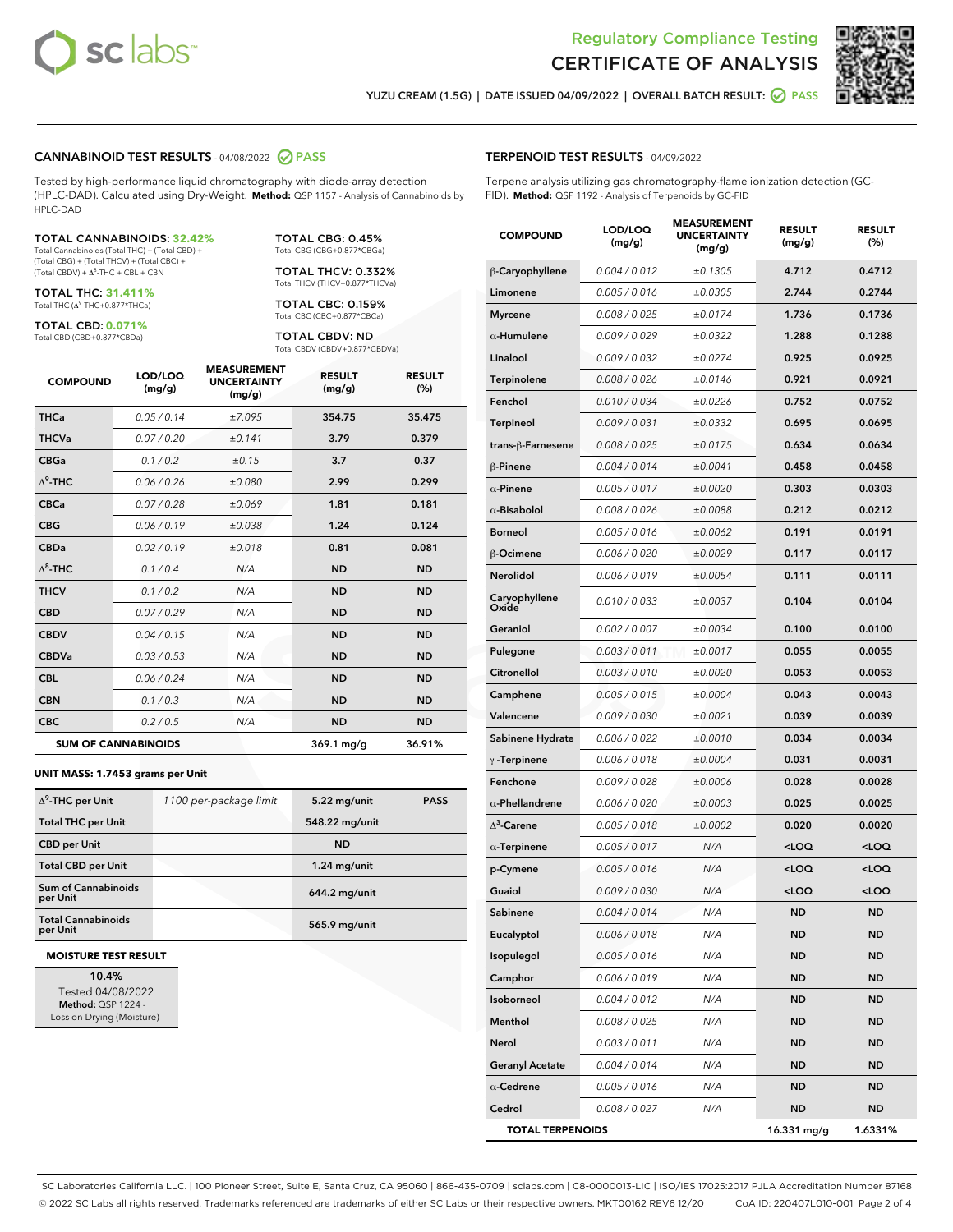# Regulatory Compliance Testing
# CERTIFICATE OF ANALYSIS

YUZU CREAM (1.5G) | DATE ISSUED 04/09/2022 | OVERALL BATCH RESULT: PASS

## CANNABINOID TEST RESULTS - 04/08/2022 PASS

Tested by high-performance liquid chromatography with diode-array detection (HPLC-DAD). Calculated using Dry-Weight. **Method:** QSP 1157 - Analysis of Cannabinoids by HPLC-DAD

**TOTAL CANNABINOIDS: 32.42%**
Total Cannabinoids (Total THC) + (Total CBD) + (Total CBG) + (Total THCV) + (Total CBC) + (Total CBDV) + $\Delta^8$-THC + CBL + CBN

**TOTAL THC: 31.411%**
Total THC ($\Delta^9$-THC+0.877*THCa)

**TOTAL CBD: 0.071%**
Total CBD (CBD+0.877*CBDa)

**TOTAL CBG: 0.45%**
Total CBG (CBG+0.877*CBGa)

**TOTAL THCV: 0.332%**
Total THCV (THCV+0.877*THCVa)

**TOTAL CBC: 0.159%**
Total CBC (CBC+0.877*CBCa)

**TOTAL CBDV: ND**
Total CBDV (CBDV+0.877*CBDVa)

| COMPOUND | LOD/LOQ (mg/g) | MEASUREMENT UNCERTAINTY (mg/g) | RESULT (mg/g) | RESULT (%) |
|---|---|---|---|---|
| THCa | 0.05 / 0.14 | ±7.095 | 354.75 | 35.475 |
| THCVa | 0.07 / 0.20 | ±0.141 | 3.79 | 0.379 |
| CBGa | 0.1 / 0.2 | ±0.15 | 3.7 | 0.37 |
| $\Delta^9$-THC | 0.06 / 0.26 | ±0.080 | 2.99 | 0.299 |
| CBCa | 0.07 / 0.28 | ±0.069 | 1.81 | 0.181 |
| CBG | 0.06 / 0.19 | ±0.038 | 1.24 | 0.124 |
| CBDa | 0.02 / 0.19 | ±0.018 | 0.81 | 0.081 |
| $\Delta^8$-THC | 0.1 / 0.4 | N/A | ND | ND |
| THCV | 0.1 / 0.2 | N/A | ND | ND |
| CBD | 0.07 / 0.29 | N/A | ND | ND |
| CBDV | 0.04 / 0.15 | N/A | ND | ND |
| CBDVa | 0.03 / 0.53 | N/A | ND | ND |
| CBL | 0.06 / 0.24 | N/A | ND | ND |
| CBN | 0.1 / 0.3 | N/A | ND | ND |
| CBC | 0.2 / 0.5 | N/A | ND | ND |
| **SUM OF CANNABINOIDS** | | | **369.1 mg/g** | **36.91%** |

### UNIT MASS: 1.7453 grams per Unit

| | | | |
|---|---|---|---|
| $\Delta^9$-THC per Unit | 1100 per-package limit | 5.22 mg/unit | PASS |
| Total THC per Unit | | 548.22 mg/unit | |
| CBD per Unit | | ND | |
| Total CBD per Unit | | 1.24 mg/unit | |
| Sum of Cannabinoids per Unit | | 644.2 mg/unit | |
| Total Cannabinoids per Unit | | 565.9 mg/unit | |

### MOISTURE TEST RESULT

10.4%
Tested 04/08/2022
**Method:** QSP 1224 - Loss on Drying (Moisture)

## TERPENOID TEST RESULTS - 04/09/2022

Terpene analysis utilizing gas chromatography-flame ionization detection (GC-FID). **Method:** QSP 1192 - Analysis of Terpenoids by GC-FID

| COMPOUND | LOD/LOQ (mg/g) | MEASUREMENT UNCERTAINTY (mg/g) | RESULT (mg/g) | RESULT (%) |
|---|---|---|---|---|
| β-Caryophyllene | 0.004 / 0.012 | ±0.1305 | 4.712 | 0.4712 |
| Limonene | 0.005 / 0.016 | ±0.0305 | 2.744 | 0.2744 |
| Myrcene | 0.008 / 0.025 | ±0.0174 | 1.736 | 0.1736 |
| α-Humulene | 0.009 / 0.029 | ±0.0322 | 1.288 | 0.1288 |
| Linalool | 0.009 / 0.032 | ±0.0274 | 0.925 | 0.0925 |
| Terpinolene | 0.008 / 0.026 | ±0.0146 | 0.921 | 0.0921 |
| Fenchol | 0.010 / 0.034 | ±0.0226 | 0.752 | 0.0752 |
| Terpineol | 0.009 / 0.031 | ±0.0332 | 0.695 | 0.0695 |
| trans-β-Farnesene | 0.008 / 0.025 | ±0.0175 | 0.634 | 0.0634 |
| β-Pinene | 0.004 / 0.014 | ±0.0041 | 0.458 | 0.0458 |
| α-Pinene | 0.005 / 0.017 | ±0.0020 | 0.303 | 0.0303 |
| α-Bisabolol | 0.008 / 0.026 | ±0.0088 | 0.212 | 0.0212 |
| Borneol | 0.005 / 0.016 | ±0.0062 | 0.191 | 0.0191 |
| β-Ocimene | 0.006 / 0.020 | ±0.0029 | 0.117 | 0.0117 |
| Nerolidol | 0.006 / 0.019 | ±0.0054 | 0.111 | 0.0111 |
| Caryophyllene Oxide | 0.010 / 0.033 | ±0.0037 | 0.104 | 0.0104 |
| Geraniol | 0.002 / 0.007 | ±0.0034 | 0.100 | 0.0100 |
| Pulegone | 0.003 / 0.011 | ±0.0017 | 0.055 | 0.0055 |
| Citronellol | 0.003 / 0.010 | ±0.0020 | 0.053 | 0.0053 |
| Camphene | 0.005 / 0.015 | ±0.0004 | 0.043 | 0.0043 |
| Valencene | 0.009 / 0.030 | ±0.0021 | 0.039 | 0.0039 |
| Sabinene Hydrate | 0.006 / 0.022 | ±0.0010 | 0.034 | 0.0034 |
| γ-Terpinene | 0.006 / 0.018 | ±0.0004 | 0.031 | 0.0031 |
| Fenchone | 0.009 / 0.028 | ±0.0006 | 0.028 | 0.0028 |
| α-Phellandrene | 0.006 / 0.020 | ±0.0003 | 0.025 | 0.0025 |
| $\Delta^3$-Carene | 0.005 / 0.018 | ±0.0002 | 0.020 | 0.0020 |
| α-Terpinene | 0.005 / 0.017 | N/A | <LOQ | <LOQ |
| p-Cymene | 0.005 / 0.016 | N/A | <LOQ | <LOQ |
| Guaiol | 0.009 / 0.030 | N/A | <LOQ | <LOQ |
| Sabinene | 0.004 / 0.014 | N/A | ND | ND |
| Eucalyptol | 0.006 / 0.018 | N/A | ND | ND |
| Isopulegol | 0.005 / 0.016 | N/A | ND | ND |
| Camphor | 0.006 / 0.019 | N/A | ND | ND |
| Isoborneol | 0.004 / 0.012 | N/A | ND | ND |
| Menthol | 0.008 / 0.025 | N/A | ND | ND |
| Nerol | 0.003 / 0.011 | N/A | ND | ND |
| Geranyl Acetate | 0.004 / 0.014 | N/A | ND | ND |
| α-Cedrene | 0.005 / 0.016 | N/A | ND | ND |
| Cedrol | 0.008 / 0.027 | N/A | ND | ND |
| **TOTAL TERPENOIDS** | | | **16.331 mg/g** | **1.6331%** |

SC Laboratories California LLC. | 100 Pioneer Street, Suite E, Santa Cruz, CA 95060 | 866-435-0709 | sclabs.com | C8-0000013-LIC | ISO/IES 17025:2017 PJLA Accreditation Number 87168
© 2022 SC Labs all rights reserved. Trademarks referenced are trademarks of either SC Labs or their respective owners. MKT00162 REV6 12/20 CoA ID: 220407L010-001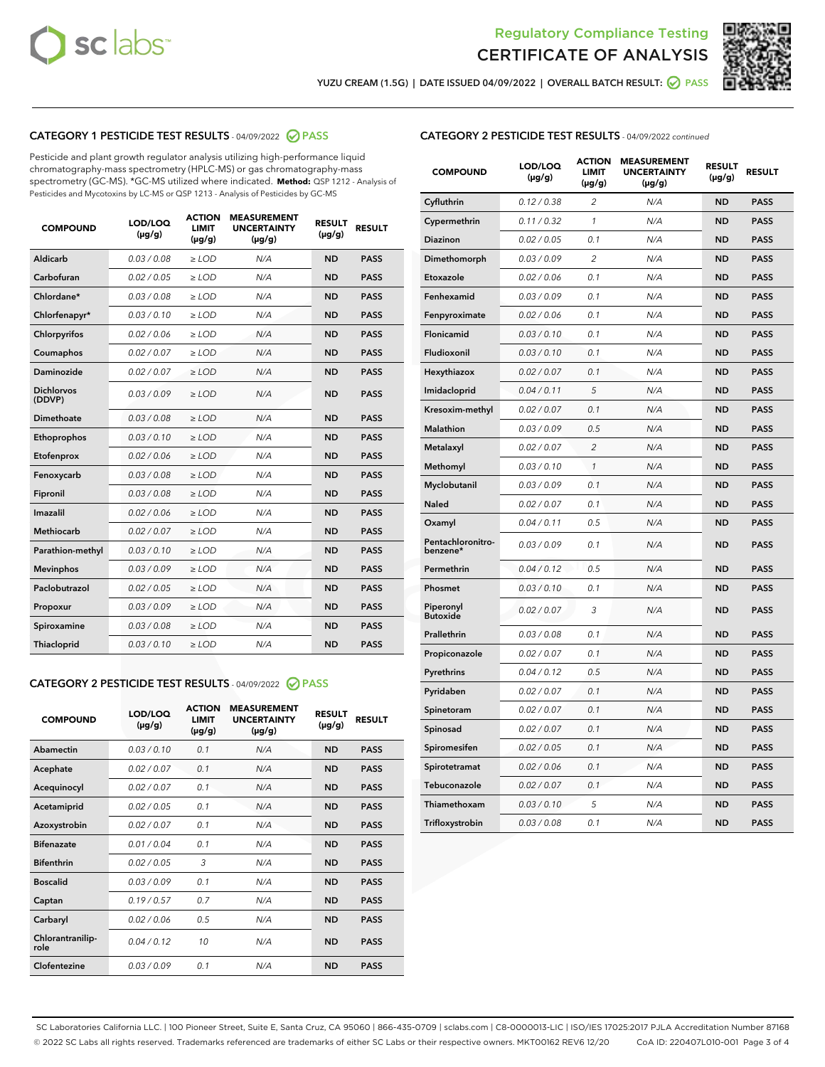Regulatory Compliance Testing
# CERTIFICATE OF ANALYSIS

YUZU CREAM (1.5G) | DATE ISSUED 04/09/2022 | OVERALL BATCH RESULT: PASS

## CATEGORY 1 PESTICIDE TEST RESULTS - 04/09/2022 PASS

Pesticide and plant growth regulator analysis utilizing high-performance liquid chromatography-mass spectrometry (HPLC-MS) or gas chromatography-mass spectrometry (GC-MS). *GC-MS utilized where indicated. **Method:** QSP 1212 - Analysis of Pesticides and Mycotoxins by LC-MS or QSP 1213 - Analysis of Pesticides by GC-MS

| COMPOUND | LOD/LOQ (µg/g) | ACTION LIMIT (µg/g) | MEASUREMENT UNCERTAINTY (µg/g) | RESULT (µg/g) | RESULT |
|---|---|---|---|---|---|
| Aldicarb | 0.03 / 0.08 | ≥ LOD | N/A | ND | PASS |
| Carbofuran | 0.02 / 0.05 | ≥ LOD | N/A | ND | PASS |
| Chlordane* | 0.03 / 0.08 | ≥ LOD | N/A | ND | PASS |
| Chlorfenapyr* | 0.03 / 0.10 | ≥ LOD | N/A | ND | PASS |
| Chlorpyrifos | 0.02 / 0.06 | ≥ LOD | N/A | ND | PASS |
| Coumaphos | 0.02 / 0.07 | ≥ LOD | N/A | ND | PASS |
| Daminozide | 0.02 / 0.07 | ≥ LOD | N/A | ND | PASS |
| Dichlorvos (DDVP) | 0.03 / 0.09 | ≥ LOD | N/A | ND | PASS |
| Dimethoate | 0.03 / 0.08 | ≥ LOD | N/A | ND | PASS |
| Ethoprophos | 0.03 / 0.10 | ≥ LOD | N/A | ND | PASS |
| Etofenprox | 0.02 / 0.06 | ≥ LOD | N/A | ND | PASS |
| Fenoxycarb | 0.03 / 0.08 | ≥ LOD | N/A | ND | PASS |
| Fipronil | 0.03 / 0.08 | ≥ LOD | N/A | ND | PASS |
| Imazalil | 0.02 / 0.06 | ≥ LOD | N/A | ND | PASS |
| Methiocarb | 0.02 / 0.07 | ≥ LOD | N/A | ND | PASS |
| Parathion-methyl | 0.03 / 0.10 | ≥ LOD | N/A | ND | PASS |
| Mevinphos | 0.03 / 0.09 | ≥ LOD | N/A | ND | PASS |
| Paclobutrazol | 0.02 / 0.05 | ≥ LOD | N/A | ND | PASS |
| Propoxur | 0.03 / 0.09 | ≥ LOD | N/A | ND | PASS |
| Spiroxamine | 0.03 / 0.08 | ≥ LOD | N/A | ND | PASS |
| Thiacloprid | 0.03 / 0.10 | ≥ LOD | N/A | ND | PASS |

## CATEGORY 2 PESTICIDE TEST RESULTS - 04/09/2022 PASS

| COMPOUND | LOD/LOQ (µg/g) | ACTION LIMIT (µg/g) | MEASUREMENT UNCERTAINTY (µg/g) | RESULT (µg/g) | RESULT |
|---|---|---|---|---|---|
| Abamectin | 0.03 / 0.10 | 0.1 | N/A | ND | PASS |
| Acephate | 0.02 / 0.07 | 0.1 | N/A | ND | PASS |
| Acequinocyl | 0.02 / 0.07 | 0.1 | N/A | ND | PASS |
| Acetamiprid | 0.02 / 0.05 | 0.1 | N/A | ND | PASS |
| Azoxystrobin | 0.02 / 0.07 | 0.1 | N/A | ND | PASS |
| Bifenazate | 0.01 / 0.04 | 0.1 | N/A | ND | PASS |
| Bifenthrin | 0.02 / 0.05 | 3 | N/A | ND | PASS |
| Boscalid | 0.03 / 0.09 | 0.1 | N/A | ND | PASS |
| Captan | 0.19 / 0.57 | 0.7 | N/A | ND | PASS |
| Carbaryl | 0.02 / 0.06 | 0.5 | N/A | ND | PASS |
| Chlorantraniliprole | 0.04 / 0.12 | 10 | N/A | ND | PASS |
| Clofentezine | 0.03 / 0.09 | 0.1 | N/A | ND | PASS |
| Cyfluthrin | 0.12 / 0.38 | 2 | N/A | ND | PASS |
| Cypermethrin | 0.11 / 0.32 | 1 | N/A | ND | PASS |
| Diazinon | 0.02 / 0.05 | 0.1 | N/A | ND | PASS |
| Dimethomorph | 0.03 / 0.09 | 2 | N/A | ND | PASS |
| Etoxazole | 0.02 / 0.06 | 0.1 | N/A | ND | PASS |
| Fenhexamid | 0.03 / 0.09 | 0.1 | N/A | ND | PASS |
| Fenpyroximate | 0.02 / 0.06 | 0.1 | N/A | ND | PASS |
| Flonicamid | 0.03 / 0.10 | 0.1 | N/A | ND | PASS |
| Fludioxonil | 0.03 / 0.10 | 0.1 | N/A | ND | PASS |
| Hexythiazox | 0.02 / 0.07 | 0.1 | N/A | ND | PASS |
| Imidacloprid | 0.04 / 0.11 | 5 | N/A | ND | PASS |
| Kresoxim-methyl | 0.02 / 0.07 | 0.1 | N/A | ND | PASS |
| Malathion | 0.03 / 0.09 | 0.5 | N/A | ND | PASS |
| Metalaxyl | 0.02 / 0.07 | 2 | N/A | ND | PASS |
| Methomyl | 0.03 / 0.10 | 1 | N/A | ND | PASS |
| Myclobutanil | 0.03 / 0.09 | 0.1 | N/A | ND | PASS |
| Naled | 0.02 / 0.07 | 0.1 | N/A | ND | PASS |
| Oxamyl | 0.04 / 0.11 | 0.5 | N/A | ND | PASS |
| Pentachloronitrobenzene* | 0.03 / 0.09 | 0.1 | N/A | ND | PASS |
| Permethrin | 0.04 / 0.12 | 0.5 | N/A | ND | PASS |
| Phosmet | 0.03 / 0.10 | 0.1 | N/A | ND | PASS |
| Piperonyl Butoxide | 0.02 / 0.07 | 3 | N/A | ND | PASS |
| Prallethrin | 0.03 / 0.08 | 0.1 | N/A | ND | PASS |
| Propiconazole | 0.02 / 0.07 | 0.1 | N/A | ND | PASS |
| Pyrethrins | 0.04 / 0.12 | 0.5 | N/A | ND | PASS |
| Pyridaben | 0.02 / 0.07 | 0.1 | N/A | ND | PASS |
| Spinetoram | 0.02 / 0.07 | 0.1 | N/A | ND | PASS |
| Spinosad | 0.02 / 0.07 | 0.1 | N/A | ND | PASS |
| Spiromesifen | 0.02 / 0.05 | 0.1 | N/A | ND | PASS |
| Spirotetramat | 0.02 / 0.06 | 0.1 | N/A | ND | PASS |
| Tebuconazole | 0.02 / 0.07 | 0.1 | N/A | ND | PASS |
| Thiamethoxam | 0.03 / 0.10 | 5 | N/A | ND | PASS |
| Trifloxystrobin | 0.03 / 0.08 | 0.1 | N/A | ND | PASS |

SC Laboratories California LLC. | 100 Pioneer Street, Suite E, Santa Cruz, CA 95060 | 866-435-0709 | sclabs.com | C8-0000013-LIC | ISO/IES 17025:2017 PJLA Accreditation Number 87168
© 2022 SC Labs all rights reserved. Trademarks referenced are trademarks of either SC Labs or their respective owners. MKT00162 REV6 12/20 CoA ID: 220407L010-001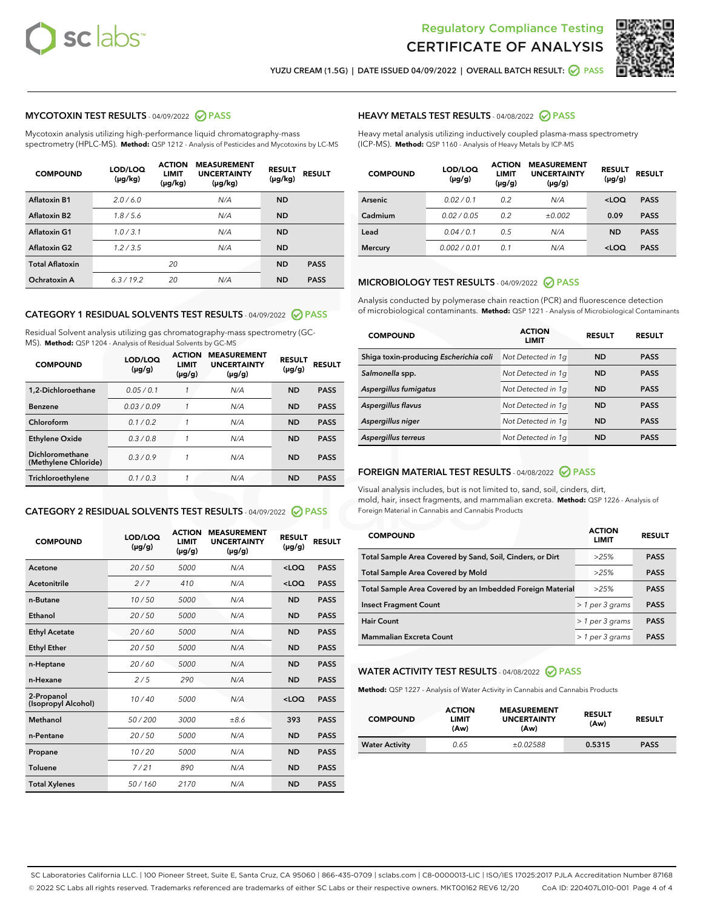Regulatory Compliance Testing

# CERTIFICATE OF ANALYSIS

YUZU CREAM (1.5G) | DATE ISSUED 04/09/2022 | OVERALL BATCH RESULT: PASS

## MYCOTOXIN TEST RESULTS - 04/09/2022 PASS

Mycotoxin analysis utilizing high-performance liquid chromatography-mass spectrometry (HPLC-MS). **Method:** QSP 1212 - Analysis of Pesticides and Mycotoxins by LC-MS

| COMPOUND | LOD/LOQ (µg/kg) | ACTION LIMIT (µg/kg) | MEASUREMENT UNCERTAINTY (µg/kg) | RESULT (µg/kg) | RESULT |
|---|---|---|---|---|---|
| Aflatoxin B1 | 2.0 / 6.0 | | N/A | ND | |
| Aflatoxin B2 | 1.8 / 5.6 | | N/A | ND | |
| Aflatoxin G1 | 1.0 / 3.1 | | N/A | ND | |
| Aflatoxin G2 | 1.2 / 3.5 | | N/A | ND | |
| Total Aflatoxin | | 20 | | ND | PASS |
| Ochratoxin A | 6.3 / 19.2 | 20 | N/A | ND | PASS |

## CATEGORY 1 RESIDUAL SOLVENTS TEST RESULTS - 04/09/2022 PASS

Residual Solvent analysis utilizing gas chromatography-mass spectrometry (GC-MS). **Method:** QSP 1204 - Analysis of Residual Solvents by GC-MS

| COMPOUND | LOD/LOQ (µg/g) | ACTION LIMIT (µg/g) | MEASUREMENT UNCERTAINTY (µg/g) | RESULT (µg/g) | RESULT |
|---|---|---|---|---|---|
| 1,2-Dichloroethane | 0.05 / 0.1 | 1 | N/A | ND | PASS |
| Benzene | 0.03 / 0.09 | 1 | N/A | ND | PASS |
| Chloroform | 0.1 / 0.2 | 1 | N/A | ND | PASS |
| Ethylene Oxide | 0.3 / 0.8 | 1 | N/A | ND | PASS |
| Dichloromethane (Methylene Chloride) | 0.3 / 0.9 | 1 | N/A | ND | PASS |
| Trichloroethylene | 0.1 / 0.3 | 1 | N/A | ND | PASS |

## CATEGORY 2 RESIDUAL SOLVENTS TEST RESULTS - 04/09/2022 PASS

| COMPOUND | LOD/LOQ (µg/g) | ACTION LIMIT (µg/g) | MEASUREMENT UNCERTAINTY (µg/g) | RESULT (µg/g) | RESULT |
|---|---|---|---|---|---|
| Acetone | 20 / 50 | 5000 | N/A | <LOQ | PASS |
| Acetonitrile | 2 / 7 | 410 | N/A | <LOQ | PASS |
| n-Butane | 10 / 50 | 5000 | N/A | ND | PASS |
| Ethanol | 20 / 50 | 5000 | N/A | ND | PASS |
| Ethyl Acetate | 20 / 60 | 5000 | N/A | ND | PASS |
| Ethyl Ether | 20 / 50 | 5000 | N/A | ND | PASS |
| n-Heptane | 20 / 60 | 5000 | N/A | ND | PASS |
| n-Hexane | 2 / 5 | 290 | N/A | ND | PASS |
| 2-Propanol (Isopropyl Alcohol) | 10 / 40 | 5000 | N/A | <LOQ | PASS |
| Methanol | 50 / 200 | 3000 | ±8.6 | 393 | PASS |
| n-Pentane | 20 / 50 | 5000 | N/A | ND | PASS |
| Propane | 10 / 20 | 5000 | N/A | ND | PASS |
| Toluene | 7 / 21 | 890 | N/A | ND | PASS |
| Total Xylenes | 50 / 160 | 2170 | N/A | ND | PASS |

## HEAVY METALS TEST RESULTS - 04/08/2022 PASS

Heavy metal analysis utilizing inductively coupled plasma-mass spectrometry (ICP-MS). **Method:** QSP 1160 - Analysis of Heavy Metals by ICP-MS

| COMPOUND | LOD/LOQ (µg/g) | ACTION LIMIT (µg/g) | MEASUREMENT UNCERTAINTY (µg/g) | RESULT (µg/g) | RESULT |
|---|---|---|---|---|---|
| Arsenic | 0.02 / 0.1 | 0.2 | N/A | <LOQ | PASS |
| Cadmium | 0.02 / 0.05 | 0.2 | ±0.002 | 0.09 | PASS |
| Lead | 0.04 / 0.1 | 0.5 | N/A | ND | PASS |
| Mercury | 0.002 / 0.01 | 0.1 | N/A | <LOQ | PASS |

## MICROBIOLOGY TEST RESULTS - 04/09/2022 PASS

Analysis conducted by polymerase chain reaction (PCR) and fluorescence detection of microbiological contaminants. **Method:** QSP 1221 - Analysis of Microbiological Contaminants

| COMPOUND | ACTION LIMIT | RESULT | RESULT |
|---|---|---|---|
| Shiga toxin-producing *Escherichia coli* | Not Detected in 1g | ND | PASS |
| *Salmonella* spp. | Not Detected in 1g | ND | PASS |
| *Aspergillus fumigatus* | Not Detected in 1g | ND | PASS |
| *Aspergillus flavus* | Not Detected in 1g | ND | PASS |
| *Aspergillus niger* | Not Detected in 1g | ND | PASS |
| *Aspergillus terreus* | Not Detected in 1g | ND | PASS |

## FOREIGN MATERIAL TEST RESULTS - 04/08/2022 PASS

Visual analysis includes, but is not limited to, sand, soil, cinders, dirt, mold, hair, insect fragments, and mammalian excreta. **Method:** QSP 1226 - Analysis of Foreign Material in Cannabis and Cannabis Products

| COMPOUND | ACTION LIMIT | RESULT |
|---|---|---|
| Total Sample Area Covered by Sand, Soil, Cinders, or Dirt | >25% | PASS |
| Total Sample Area Covered by Mold | >25% | PASS |
| Total Sample Area Covered by an Imbedded Foreign Material | >25% | PASS |
| Insect Fragment Count | > 1 per 3 grams | PASS |
| Hair Count | > 1 per 3 grams | PASS |
| Mammalian Excreta Count | > 1 per 3 grams | PASS |

## WATER ACTIVITY TEST RESULTS - 04/08/2022 PASS

**Method:** QSP 1227 - Analysis of Water Activity in Cannabis and Cannabis Products

| COMPOUND | ACTION LIMIT (Aw) | MEASUREMENT UNCERTAINTY (Aw) | RESULT (Aw) | RESULT |
|---|---|---|---|---|
| Water Activity | 0.65 | ±0.02588 | 0.5315 | PASS |

SC Laboratories California LLC. | 100 Pioneer Street, Suite E, Santa Cruz, CA 95060 | 866-435-0709 | sclabs.com | C8-0000013-LIC | ISO/IES 17025:2017 PJLA Accreditation Number 87168
© 2022 SC Labs all rights reserved. Trademarks referenced are trademarks of either SC Labs or their respective owners. MKT00162 REV6 12/20 CoA ID: 220407L010-001